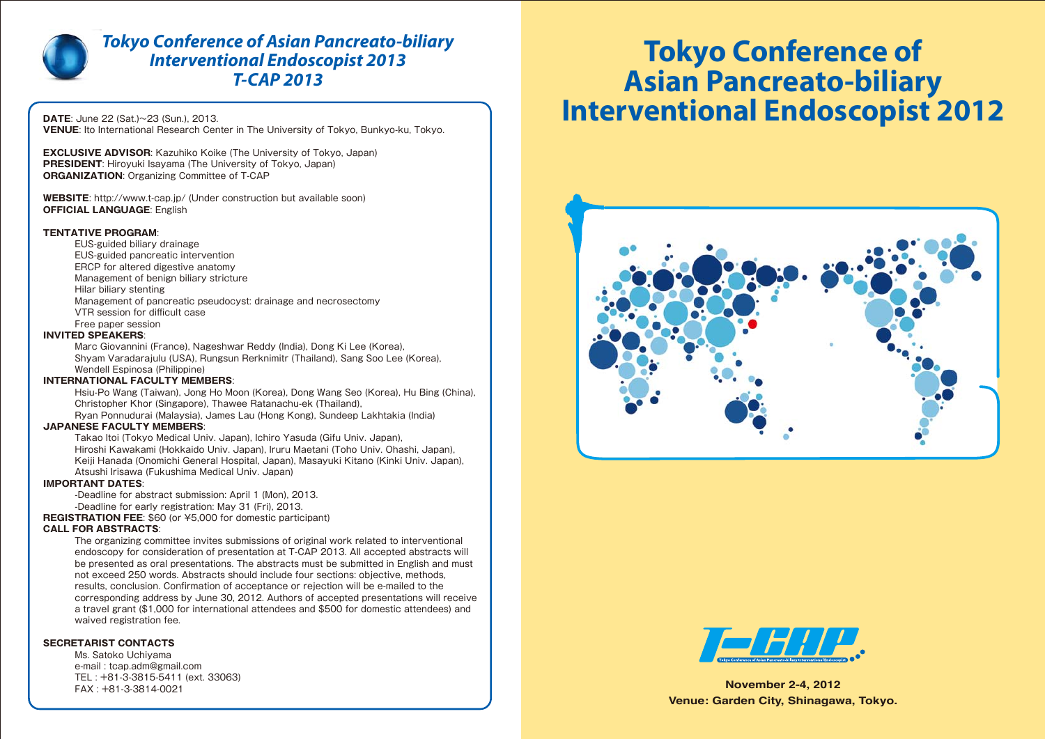# *Tokyo Conference of Asian Pancreato-biliary Interventional Endoscopist 2013*
# *T-CAP 2013*

**DATE**: June 22 (Sat.)~23 (Sun.), 2013.
**VENUE**: Ito International Research Center in The University of Tokyo, Bunkyo-ku, Tokyo.

**EXCLUSIVE ADVISOR**: Kazuhiko Koike (The University of Tokyo, Japan)
**PRESIDENT**: Hiroyuki Isayama (The University of Tokyo, Japan)
**ORGANIZATION**: Organizing Committee of T-CAP

**WEBSITE**: http://www.t-cap.jp/ (Under construction but available soon)
**OFFICIAL LANGUAGE**: English

**TENTATIVE PROGRAM**:

- EUS-guided biliary drainage
- EUS-guided pancreatic intervention
- ERCP for altered digestive anatomy
- Management of benign biliary stricture
- Hilar biliary stenting
- Management of pancreatic pseudocyst: drainage and necrosectomy
- VTR session for difficult case
- Free paper session

**INVITED SPEAKERS**:

Marc Giovannini (France), Nageshwar Reddy (India), Dong Ki Lee (Korea), Shyam Varadarajulu (USA), Rungsun Rerknimitr (Thailand), Sang Soo Lee (Korea), Wendell Espinosa (Philippine)

**INTERNATIONAL FACULTY MEMBERS**:

Hsiu-Po Wang (Taiwan), Jong Ho Moon (Korea), Dong Wang Seo (Korea), Hu Bing (China), Christopher Khor (Singapore), Thawee Ratanachu-ek (Thailand), Ryan Ponnudurai (Malaysia), James Lau (Hong Kong), Sundeep Lakhtakia (India)

**JAPANESE FACULTY MEMBERS**:

Takao Itoi (Tokyo Medical Univ. Japan), Ichiro Yasuda (Gifu Univ. Japan), Hiroshi Kawakami (Hokkaido Univ. Japan), Iruru Maetani (Toho Univ. Ohashi, Japan), Keiji Hanada (Onomichi General Hospital, Japan), Masayuki Kitano (Kinki Univ. Japan), Atsushi Irisawa (Fukushima Medical Univ. Japan)

**IMPORTANT DATES**:

-Deadline for abstract submission: April 1 (Mon), 2013.
-Deadline for early registration: May 31 (Fri), 2013.

**REGISTRATION FEE**: $60 (or ¥5,000 for domestic participant)

**CALL FOR ABSTRACTS**:

The organizing committee invites submissions of original work related to interventional endoscopy for consideration of presentation at T-CAP 2013. All accepted abstracts will be presented as oral presentations. The abstracts must be submitted in English and must not exceed 250 words. Abstracts should include four sections: objective, methods, results, conclusion. Confirmation of acceptance or rejection will be e-mailed to the corresponding address by June 30, 2012. Authors of accepted presentations will receive a travel grant ($1,000 for international attendees and $500 for domestic attendees) and waived registration fee.

**SECRETARIST CONTACTS**

Ms. Satoko Uchiyama
e-mail : tcap.adm@gmail.com
TEL : +81-3-3815-5411 (ext. 33063)
FAX : +81-3-3814-0021

# Tokyo Conference of Asian Pancreato-biliary Interventional Endoscopist 2012

T-CAP
Tokyo Conference of Asian Pancreato-biliary Interventional Endoscopist

**November 2-4, 2012**
**Venue: Garden City, Shinagawa, Tokyo.**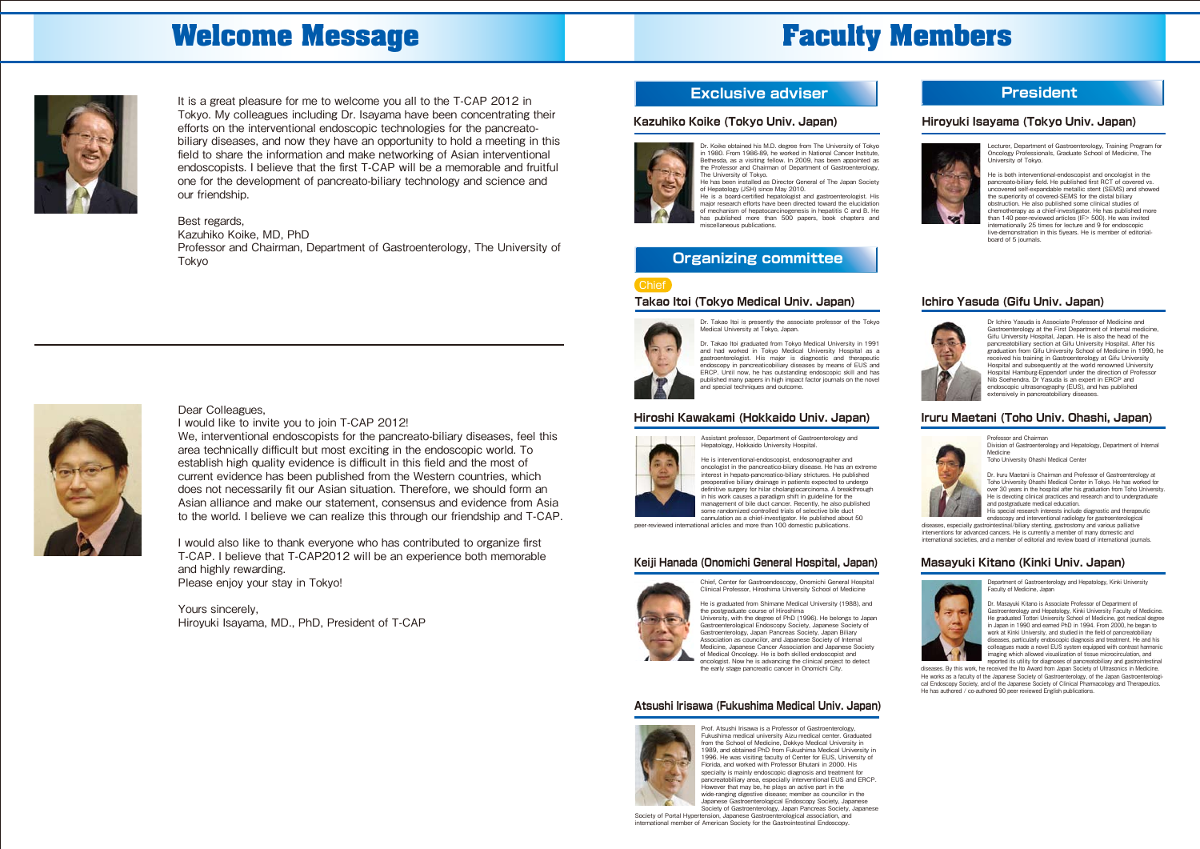# Welcome Message

It is a great pleasure for me to welcome you all to the T-CAP 2012 in Tokyo. My colleagues including Dr. Isayama have been concentrating their efforts on the interventional endoscopic technologies for the pancreato-biliary diseases, and now they have an opportunity to hold a meeting in this field to share the information and make networking of Asian interventional endoscopists. I believe that the first T-CAP will be a memorable and fruitful one for the development of pancreato-biliary technology and science and our friendship.

Best regards,
Kazuhiko Koike, MD, PhD
Professor and Chairman, Department of Gastroenterology, The University of Tokyo

---

Dear Colleagues,
I would like to invite you to join T-CAP 2012!
We, interventional endoscopists for the pancreato-biliary diseases, feel this area technically difficult but most exciting in the endoscopic world. To establish high quality evidence is difficult in this field and the most of current evidence has been published from the Western countries, which does not necessarily fit our Asian situation. Therefore, we should form an Asian alliance and make our statement, consensus and evidence from Asia to the world. I believe we can realize this through our friendship and T-CAP.

I would also like to thank everyone who has contributed to organize first T-CAP. I believe that T-CAP2012 will be an experience both memorable and highly rewarding.
Please enjoy your stay in Tokyo!

Yours sincerely,
Hiroyuki Isayama, MD., PhD, President of T-CAP

# Faculty Members

## Exclusive adviser

### Kazuhiko Koike (Tokyo Univ. Japan)

Dr. Koike obtained his M.D. degree from The University of Tokyo in 1980. From 1986-89, he worked in National Cancer Institute, Bethesda, as a visiting fellow. In 2009, has been appointed as the Professor and Chairman of Department of Gastroenterology, The University of Tokyo.
He has been installed as Director General of The Japan Society of Hepatology (JSH) since May 2010.
He is a board-certified hepatologist and gastroenterologist. His major research efforts have been directed toward the elucidation of mechanism of hepatocarcinogenesis in hepatitis C and B. He has published more than 500 papers, book chapters and miscellaneous publications.

## President

### Hiroyuki Isayama (Tokyo Univ. Japan)

Lecturer, Department of Gastroenterology, Training Program for Oncology Professionals, Graduate School of Medicine, The University of Tokyo.

He is both interventional-endoscopist and oncologist in the pancreato-biliary field. He published first RCT of covered vs. uncovered self-expandable metallic stent (SEMS) and showed the superiority of covered-SEMS for the distal biliary obstruction. He also published some clinical studies of chemotherapy as a chief-investigator. He has published more than 140 peer-reviewed articles (IF> 500). He was invited internationally 25 times for lecture and 9 for endoscopic live-demonstration in this 5years. He is member of editorial-board of 5 journals.

## Organizing committee

Chief

### Takao Itoi (Tokyo Medical Univ. Japan)

Dr. Takao Itoi is presently the associate professor of the Tokyo Medical University at Tokyo, Japan.

Dr. Takao Itoi graduated from Tokyo Medical University in 1991 and had worked in Tokyo Medical University Hospital as a gastroenterologist. His major is diagnostic and therapeutic endoscopy in pancreaticobiliary diseases by means of EUS and ERCP. Until now, he has outstanding endoscopic skill and has published many papers in high impact factor journals on the novel and special techniques and outcome.

### Ichiro Yasuda (Gifu Univ. Japan)

Dr Ichiro Yasuda is Associate Professor of Medicine and Gastroenterology at the First Department of Internal medicine, Gifu University Hospital, Japan. He is also the head of the pancreatobiliary section at Gifu University Hospital. After his graduation from Gifu University School of Medicine in 1990, he received his training in Gastroenterology at Gifu University Hospital and subsequently at the world renowned University Hospital Hamburg-Eppendorf under the direction of Professor Nib Soehendra. Dr Yasuda is an expert in ERCP and endoscopic ultrasonography (EUS), and has published extensively in pancreatobiliary diseases.

### Hiroshi Kawakami (Hokkaido Univ. Japan)

Assistant professor, Department of Gastroenterology and Hepatology, Hokkaido University Hospital.

He is interventional-endoscopist, endosonographer and oncologist in the pancreatico-biliary disease. He has an extreme interest in hepato-pancreatico-biliary strictures. He published preoperative biliary drainage in patients expected to undergo definitive surgery for hilar cholangiocarcinoma. A breakthrough in his work causes a paradigm shift in guideline for the management of bile duct cancer. Recently, he also published some randomized controlled trials of selective bile duct cannulation as a chief-investigator. He published about 50 peer-reviewed international articles and more than 100 domestic publications.

### Iruru Maetani (Toho Univ. Ohashi, Japan)

Professor and Chairman
Division of Gastroenterology and Hepatology, Department of Internal Medicine
Toho University Ohashi Medical Center

Dr. Iruru Maetani is Chairman and Professor of Gastroenterology at Toho University Ohashi Medical Center in Tokyo. He has worked for over 30 years in the hospital after his graduation from Toho University. He is devoting clinical practices and research and to undergraduate and postgraduate medical education.
His special research interests include diagnostic and therapeutic endoscopy and interventional radiology for gastroenterological diseases, especially gastrointestinal/biliary stenting, gastrostomy and various palliative interventions for advanced cancers. He is currently a member of many domestic and international societies, and a member of editorial and review board of international journals.

### Keiji Hanada (Onomichi General Hospital, Japan)

Chief, Center for Gastroendoscopy, Onomichi General Hospital
Clinical Professor, Hiroshima University School of Medicine

He is graduated from Shimane Medical University (1988), and the postgraduate course of Hiroshima University, with the degree of PhD (1996). He belongs to Japan Gastroenterological Endoscopy Society, Japanese Society of Gastroenterology, Japan Pancreas Society, Japan Biliary Association as councilor, and Japanese Society of Internal Medicine, Japanese Cancer Association and Japanese Society of Medical Oncology. He is both skilled endoscopist and oncologist. Now he is advancing the clinical project to detect the early stage pancreatic cancer in Onomichi City.

### Masayuki Kitano (Kinki Univ. Japan)

Department of Gastroenterology and Hepatology, Kinki University Faculty of Medicine, Japan

Dr. Masayuki Kitano is Associate Professor of Department of Gastroenterology and Hepatology, Kinki University Faculty of Medicine. He graduated Tottori University School of Medicine, got medical degree in Japan in 1990 and earned PhD in 1994. From 2000, he began to work at Kinki University, and studied in the field of pancreatobiliary diseases, particularly endoscopic diagnosis and treatment. He and his colleagues made a novel EUS system equipped with contrast harmonic imaging which allowed visualization of tissue microcirculation, and reported its utility for diagnoses of pancreatobiliary and gastrointestinal diseases. By this work, he received the Ito Award from Japan Society of Ultrasonics in Medicine. He works as a faculty of the Japanese Society of Gastroenterology, of the Japan Gastroenterological Endoscopy Society, and of the Japanese Society of Clinical Pharmacology and Therapeutics. He has authored / co-authored 90 peer reviewed English publications.

### Atsushi Irisawa (Fukushima Medical Univ. Japan)

Prof. Atsushi Irisawa is a Professor of Gastroenterology, Fukushima medical university Aizu medical center. Graduated from the School of Medicine, Dokkyo Medical University in 1989, and obtained PhD from Fukushima Medical University in 1996. He was visiting faculty of Center for EUS, University of Florida, and worked with Professor Bhutani in 2000. His specialty is mainly endoscopic diagnosis and treatment for pancreatobiliary area, especially interventional EUS and ERCP. However that may be, he plays an active part in the wide-ranging digestive disease; member as councilor in the Japanese Gastroenterological Endoscopy Society, Japanese Society of Gastroenterology, Japan Pancreas Society, Japanese Society of Portal Hypertension, Japanese Gastroenterological association, and international member of American Society for the Gastrointestinal Endoscopy.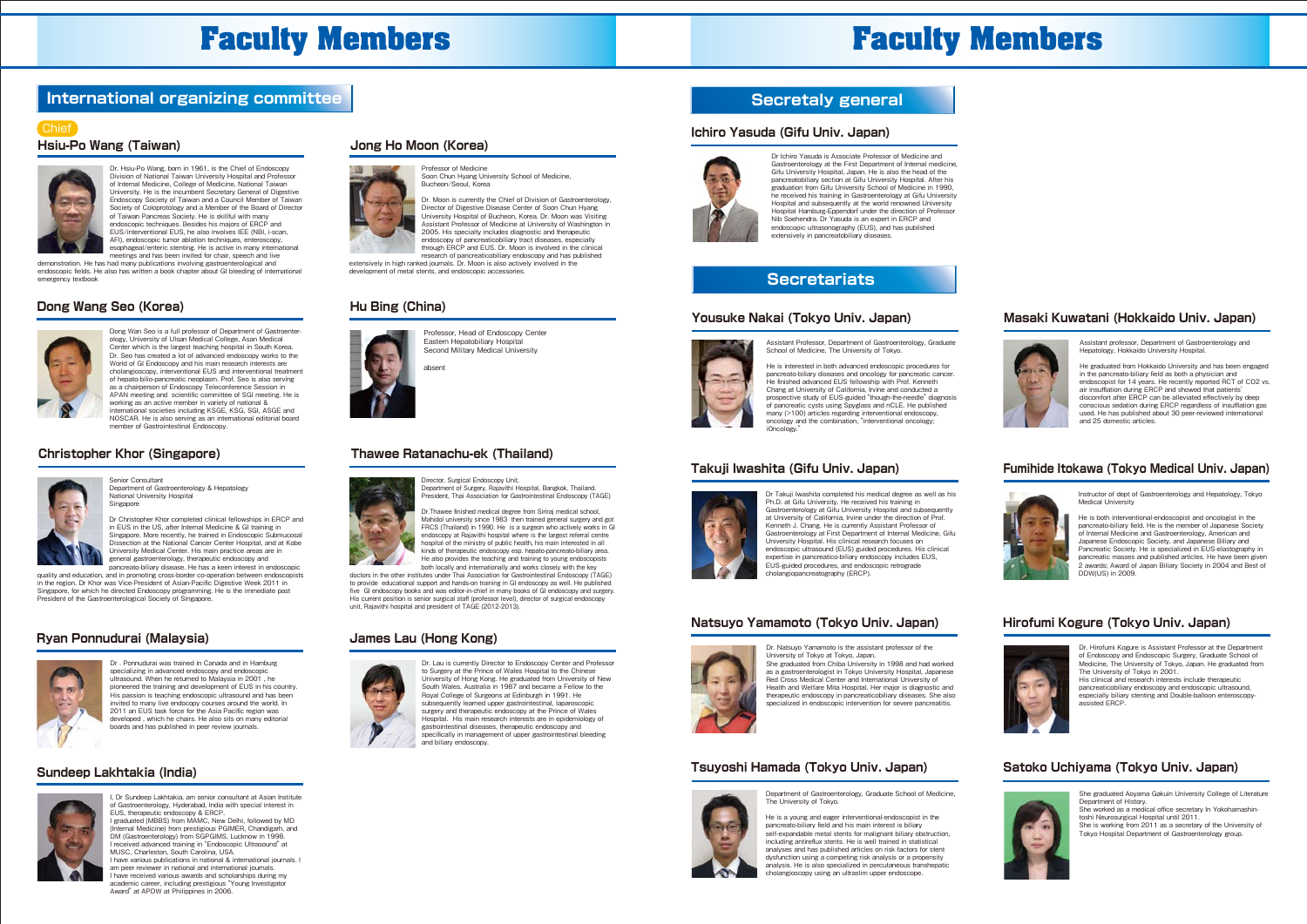# Faculty Members

## International organizing committee

Chief

### Hsiu-Po Wang (Taiwan)

Dr. Hsiu-Po Wang, born in 1961, is the Chief of Endoscopy Division of National Taiwan University Hospital and Professor of Internal Medicine, College of Medicine, National Taiwan University. He is the incumbent Secretary General of Digestive Endoscopy Society of Taiwan and a Council Member of Taiwan Society of Coloproctology and a Member of the Board of Director of Taiwan Pancreas Society. He is skillful with many endoscopic techniques. Besides his majors of ERCP and EUS/interventional EUS, he also involves IEE (NBI, i-scan, AFI), endoscopic tumor ablation techniques, enteroscopy, esophageal/enteric stenting. He is active in many international meetings and has been invited for chair, speech and live demonstration. He has had many publications involving gastroenterological and endoscopic fields. He also has written a book chapter about GI bleeding of international emergency textbook

### Jong Ho Moon (Korea)

Professor of Medicine
Soon Chun Hyang University School of Medicine, Bucheon/Seoul, Korea

Dr. Moon is currently the Chief of Division of Gastroenterology, Director of Digestive Disease Center of Soon Chun Hyang University Hospital of Bucheon, Korea. Dr. Moon was Visiting Assistant Professor of Medicine at University of Washington in 2005. His specialty includes diagnostic and therapeutic endoscopy of pancreaticobiliary tract diseases, especially through ERCP and EUS. Dr. Moon is involved in the clinical research of pancreaticobiliary endoscopy and has published extensively in high ranked journals. Dr. Moon is also actively involved in the development of metal stents, and endoscopic accessories.

### Dong Wang Seo (Korea)

Dong Wan Seo is a full professor of Department of Gastroenterology, University of Ulsan Medical College, Asan Medical Center which is the largest teaching hospital in South Korea. Dr. Seo has created a lot of advanced endoscopy works to the World of GI Endoscopy and his main research interests are cholangioscopy, interventional EUS and interventional treatment of hepato-bilio-pancreatic neoplasm. Prof. Seo is also serving as a chairperson of Endoscopy Teleconference Session in APAN meeting and scientific committee of SGI meeting. He is working as an active member in variety of national & international societies including KSGE, KSG, SGI, ASGE and NOSCAR. He is also serving as an international editorial board member of Gastrointestinal Endoscopy.

### Hu Bing (China)

Professor, Head of Endoscopy Center
Eastern Hepatobiliary Hospital
Second Military Medical University

absent

### Christopher Khor (Singapore)

Senior Consultant
Department of Gastroenterology & Hepatology
National University Hospital
Singapore

Dr Christopher Khor completed clinical fellowships in ERCP and in EUS in the US, after Internal Medicine & GI training in Singapore. More recently, he trained in Endoscopic Submucosal Dissection at the National Cancer Center Hospital, and at Kobe University Medical Center. His main practice areas are in general gastroenterology, therapeutic endoscopy and pancreato-biliary disease. He has a keen interest in endoscopic quality and education, and in promoting cross-border co-operation between endoscopists in the region. Dr Khor was Vice-President of Asian-Pacific Digestive Week 2011 in Singapore, for which he directed Endoscopy programming. He is the immediate past President of the Gastroenterological Society of Singapore.

### Thawee Ratanachu-ek (Thailand)

Director, Surgical Endoscopy Unit,
Department of Surgery, Rajavithi Hospital, Bangkok, Thailand.
President, Thai Association for Gastrointestinal Endoscopy (TAGE)

Dr.Thawee finished medical degree from Siriraj medical school, Mahidol university since 1983 then trained general surgery and got FRCS (Thailand) in 1990. He is a surgeon who actively works in GI endoscopy at Rajavithi hospital where is the largest referral centre hospital of the ministry of public health, his main interested in all kinds of therapeutic endoscopy esp. hepato-pancreato-biliary area. He also provides the teaching and training to young endoscopists both locally and internationally and works closely with the key doctors in the other institutes under Thai Association for Gastrointestinal Endoscopy (TAGE) to provide educational support and hands-on training in GI endoscopy as well. He published five GI endoscopy books and was editor-in-chief in many books of GI endoscopy and surgery. His current position is senior surgical staff (professor level), director of surgical endoscopy unit, Rajavithi hospital and president of TAGE (2012-2013).

### Ryan Ponnudurai (Malaysia)

Dr . Ponnudurai was trained in Canada and in Hamburg specializing in advanced endoscopy and endoscopic ultrasound. When he returned to Malaysia in 2001 , he pioneered the training and development of EUS in his country. His passion is teaching endoscopic ultrasound and has been invited to many live endoscopy courses around the world. In 2011 an EUS task force for the Asia Pacific region was developed , which he chairs. He also sits on many editorial boards and has published in peer review journals.

### James Lau (Hong Kong)

Dr. Lau is currently Director to Endoscopy Center and Professor to Surgery at the Prince of Wales Hospital to the Chinese University of Hong Kong. He graduated from University of New South Wales, Australia in 1987 and became a Fellow to the Royal College of Surgeons at Edinburgh in 1991. He subsequently learned upper gastrointestinal, laparoscopic surgery and therapeutic endoscopy at the Prince of Wales Hospital. His main research interests are in epidemiology of gastrointestinal diseases, therapeutic endoscopy and specifically in management of upper gastrointestinal bleeding and biliary endoscopy.

### Sundeep Lakhtakia (India)

I, Dr Sundeep Lakhtakia, am senior consultant at Asian Institute of Gastroenterology, Hyderabad, India with special interest in EUS, therapeutic endoscopy & ERCP.
I graduated (MBBS) from MAMC, New Delhi, followed by MD (Internal Medicine) from prestigious PGIMER, Chandigarh, and DM (Gastroenterology) from SGPGIMS, Lucknow in 1998.
I received advanced training in "Endoscopic Ultrasound" at MUSC, Charleston, South Carolina, USA.
I have various publications in national & international journals. I am peer reviewer in national and international journals.
I have received various awards and scholarships during my academic career, including prestigious "Young Investigator Award" at APDW at Philippines in 2006.

# Faculty Members

## Secretaly general

### Ichiro Yasuda (Gifu Univ. Japan)

Dr Ichiro Yasuda is Associate Professor of Medicine and Gastroenterology at the First Department of Internal medicine, Gifu University Hospital, Japan. He is also the head of the pancreatobiliary section at Gifu University Hospital. After his graduation from Gifu University School of Medicine in 1990, he received his training in Gastroenterology at Gifu University Hospital and subsequently at the world renowned University Hospital Hamburg-Eppendorf under the direction of Professor Nib Soehendra. Dr Yasuda is an expert in ERCP and endoscopic ultrasonography (EUS), and has published extensively in pancreatobiliary diseases.

## Secretariats

### Yousuke Nakai (Tokyo Univ. Japan)

Assistant Professor, Department of Gastroenterology, Graduate School of Medicine, The University of Tokyo.

He is interested in both advanced endoscopic procedures for pancreato-biliary diseases and oncology for pancreatic cancer. He finished advanced EUS fellowship with Prof. Kenneth Chang at University of California, Irvine and conducted a prospective study of EUS-guided "though-the-needle" diagnosis of pancreatic cysts using Spyglass and nCLE. He published many (>100) articles regarding interventional endoscopy, oncology and the combination, "interventional oncology; iOncology."

### Masaki Kuwatani (Hokkaido Univ. Japan)

Assistant professor, Department of Gastroenterology and Hepatology, Hokkaido University Hospital.

He graduated from Hokkaido University and has been engaged in the pancreato-biliary field as both a physician and endoscopist for 14 years. He recently reported RCT of CO2 vs. air insufflation during ERCP and showed that patients' discomfort after ERCP can be alleviated effectively by deep conscious sedation during ERCP regardless of insufflation gas used. He has published about 30 peer-reviewed international and 25 domestic articles.

### Takuji Iwashita (Gifu Univ. Japan)

Dr Takuji Iwashita completed his medical degree as well as his Ph.D. at Gifu University. He received his training in Gastroenterology at Gifu University Hospital and subsequently at University of California, Irvine under the direction of Prof. Kenneth J. Chang. He is currently Assistant Professor of Gastroenterology at First Department of Internal Medicine, Gifu University Hospital. His clinical research focuses on endoscopic ultrasound (EUS) guided procedures. His clinical expertise in pancreatico-biliary endoscopy includes EUS, EUS-guided procedures, and endoscopic retrograde cholangiopancreatography (ERCP).

### Fumihide Itokawa (Tokyo Medical Univ. Japan)

Instructor of dept of Gastroenterology and Hepatology, Tokyo Medical University

He is both interventional-endoscopist and oncologist in the pancreato-biliary field. He is the member of Japanese Society of Internal Medicine and Gastroenterology, American and Japanese Endoscopic Society, and Japanese Biliary and Pancreatic Society. He is specialized in EUS-elastography in pancreatic masses and published articles. He have been given 2 awards; Award of Japan Biliary Society in 2004 and Best of DDW(US) in 2009.

### Natsuyo Yamamoto (Tokyo Univ. Japan)

Dr. Natsuyo Yamamoto is the assistant professor of the University of Tokyo at Tokyo, Japan.
She graduated from Chiba University in 1998 and had worked as a gastroenterologist in Tokyo University Hospital, Japanese Red Cross Medical Center and International University of Health and Welfare Mita Hospital. Her major is diagnostic and therapeutic endoscopy in pancreaticobiliary diseases. She also specialized in endoscopic intervention for severe pancreatitis.

### Hirofumi Kogure (Tokyo Univ. Japan)

Dr. Hirofumi Kogure is Assistant Professor at the Department of Endoscopy and Endoscopic Surgery, Graduate School of Medicine, The University of Tokyo, Japan. He graduated from The University of Tokyo in 2001.
His clinical and research interests include therapeutic pancreaticobiliary endoscopy and endoscopic ultrasound, especially biliary stenting and Double-balloon enteroscopy-assisted ERCP.

### Tsuyoshi Hamada (Tokyo Univ. Japan)

Department of Gastroenterology, Graduate School of Medicine, The University of Tokyo.

He is a young and eager interventional-endoscopist in the pancreato-biliary field and his main interest is biliary self-expandable metal stents for malignant biliary obstruction, including antireflux stents. He is well trained in statistical analyses and has published articles on risk factors for stent dysfunction using a competing risk analysis or a propensity analysis. He is also specialized in percutaneous transhepatic cholangioscopy using an ultraslim upper endoscope.

### Satoko Uchiyama (Tokyo Univ. Japan)

She graduated Aoyama Gakuin University College of Literature Department of History.
She worked as a medical office secretary in Yokohamashin-toshi Neurosurgical Hospital until 2011.
She is working from 2011 as a secretary of the University of Tokyo Hospital Department of Gastroenterology group.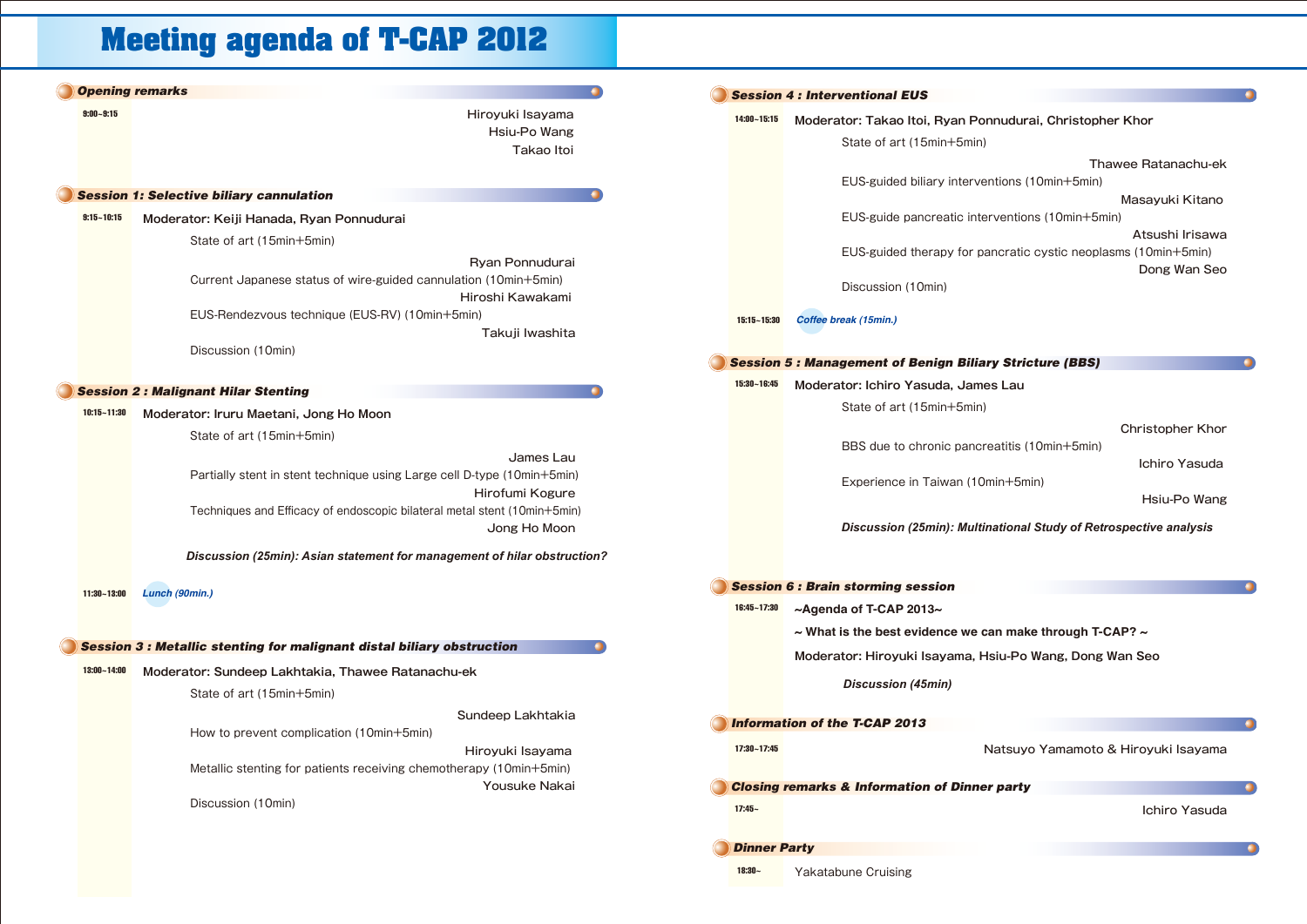# Meeting agenda of T-CAP 2012

## *Opening remarks*

**9:00~9:15**

Hiroyuki Isayama
Hsiu-Po Wang
Takao Itoi

## *Session 1: Selective biliary cannulation*

**9:15~10:15** Moderator: Keiji Hanada, Ryan Ponnudurai

State of art (15min+5min)
Ryan Ponnudurai

Current Japanese status of wire-guided cannulation (10min+5min)
Hiroshi Kawakami

EUS-Rendezvous technique (EUS-RV) (10min+5min)
Takuji Iwashita

Discussion (10min)

## *Session 2 : Malignant Hilar Stenting*

**10:15~11:30** Moderator: Iruru Maetani, Jong Ho Moon

State of art (15min+5min)
James Lau

Partially stent in stent technique using Large cell D-type (10min+5min)
Hirofumi Kogure

Techniques and Efficacy of endoscopic bilateral metal stent (10min+5min)
Jong Ho Moon

*Discussion (25min): Asian statement for management of hilar obstruction?*

**11:30~13:00** *Lunch (90min.)*

## *Session 3 : Metallic stenting for malignant distal biliary obstruction*

**13:00~14:00** Moderator: Sundeep Lakhtakia, Thawee Ratanachu-ek

State of art (15min+5min)
Sundeep Lakhtakia

How to prevent complication (10min+5min)
Hiroyuki Isayama

Metallic stenting for patients receiving chemotherapy (10min+5min)
Yousuke Nakai

Discussion (10min)

## *Session 4 : Interventional EUS*

**14:00~15:15** Moderator: Takao Itoi, Ryan Ponnudurai, Christopher Khor

State of art (15min+5min)
Thawee Ratanachu-ek

EUS-guided biliary interventions (10min+5min)
Masayuki Kitano

EUS-guide pancreatic interventions (10min+5min)
Atsushi Irisawa

EUS-guided therapy for pancratic cystic neoplasms (10min+5min)
Dong Wan Seo

Discussion (10min)

**15:15~15:30** *Coffee break (15min.)*

## *Session 5 : Management of Benign Biliary Stricture (BBS)*

**15:30~16:45** Moderator: Ichiro Yasuda, James Lau

State of art (15min+5min)
Christopher Khor

BBS due to chronic pancreatitis (10min+5min)
Ichiro Yasuda

Experience in Taiwan (10min+5min)
Hsiu-Po Wang

*Discussion (25min): Multinational Study of Retrospective analysis*

## *Session 6 : Brain storming session*

**16:45~17:30** ~Agenda of T-CAP 2013~

~ What is the best evidence we can make through T-CAP? ~

Moderator: Hiroyuki Isayama, Hsiu-Po Wang, Dong Wan Seo

*Discussion (45min)*

## *Information of the T-CAP 2013*

**17:30~17:45** Natsuyo Yamamoto & Hiroyuki Isayama

## *Closing remarks & Information of Dinner party*

**17:45~** Ichiro Yasuda

## *Dinner Party*

**18:30~** Yakatabune Cruising